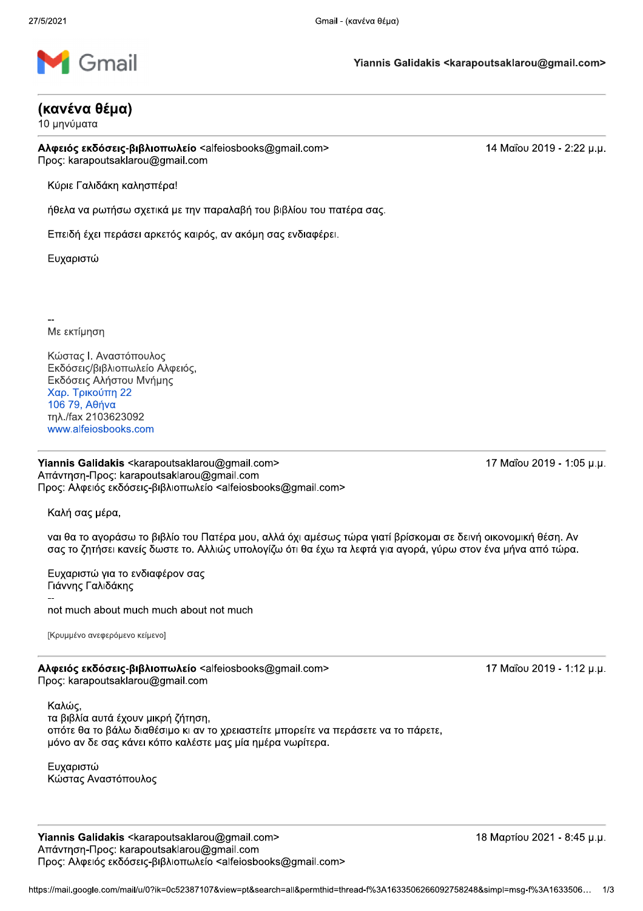**Gmail**

**Yiannis Galidakis <karapoutsaklarou@gmail.com>**

## (κανένα θέμα)

10 μηνύματα

---

**Αλφειός εκδόσεις-βιβλιοπωλείο** <alfeiosbooks@gmail.com> — 14 Μαΐου 2019 - 2:22 μ.μ.
Προς: karapoutsaklarou@gmail.com

Κύριε Γαλιδάκη καλησπέρα!

ήθελα να ρωτήσω σχετικά με την παραλαβή του βιβλίου του πατέρα σας.

Επειδή έχει περάσει αρκετός καιρός, αν ακόμη σας ενδιαφέρει.

Ευχαριστώ

--
Με εκτίμηση

Κώστας Ι. Αναστόπουλος
Εκδόσεις/βιβλιοπωλείο Αλφειός,
Εκδόσεις Αλήστου Μνήμης
Χαρ. Τρικούπη 22
106 79, Αθήνα
τηλ./fax 2103623092
www.alfeiosbooks.com

---

**Yiannis Galidakis** <karapoutsaklarou@gmail.com> — 17 Μαΐου 2019 - 1:05 μ.μ.
Απάντηση-Προς: karapoutsaklarou@gmail.com
Προς: Αλφειός εκδόσεις-βιβλιοπωλείο <alfeiosbooks@gmail.com>

Καλή σας μέρα,

ναι θα το αγοράσω το βιβλίο του Πατέρα μου, αλλά όχι αμέσως τώρα γιατί βρίσκομαι σε δεινή οικονομική θέση. Αν σας το ζητήσει κανείς δωστε το. Αλλιώς υπολογίζω ότι θα έχω τα λεφτά για αγορά, γύρω στον ένα μήνα από τώρα.

Ευχαριστώ για το ενδιαφέρον σας
Γιάννης Γαλιδάκης
--
not much about much much about not much

[Κρυμμένο ανεφερόμενο κείμενο]

---

**Αλφειός εκδόσεις-βιβλιοπωλείο** <alfeiosbooks@gmail.com> — 17 Μαΐου 2019 - 1:12 μ.μ.
Προς: karapoutsaklarou@gmail.com

Καλώς,
τα βιβλία αυτά έχουν μικρή ζήτηση,
οπότε θα το βάλω διαθέσιμο κι αν το χρειαστείτε μπορείτε να περάσετε να το πάρετε,
μόνο αν δε σας κάνει κόπο καλέστε μας μία ημέρα νωρίτερα.

Ευχαριστώ
Κώστας Αναστόπουλος

---

**Yiannis Galidakis** <karapoutsaklarou@gmail.com> — 18 Μαρτίου 2021 - 8:45 μ.μ.
Απάντηση-Προς: karapoutsaklarou@gmail.com
Προς: Αλφειός εκδόσεις-βιβλιοπωλείο <alfeiosbooks@gmail.com>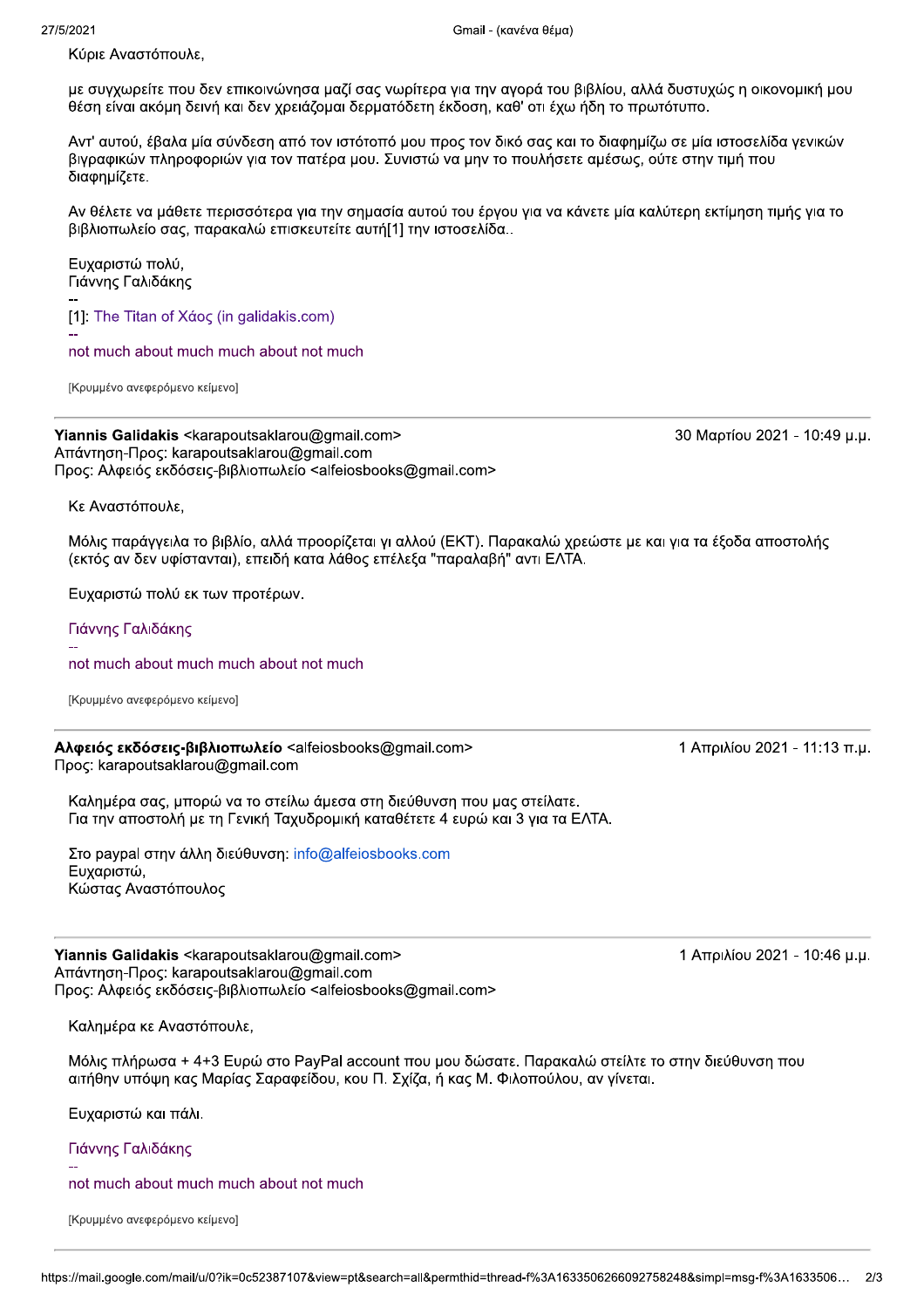Κύριε Αναστόπουλε,

με συγχωρείτε που δεν επικοινώνησα μαζί σας νωρίτερα για την αγορά του βιβλίου, αλλά δυστυχώς η οικονομική μου θέση είναι ακόμη δεινή και δεν χρειάζομαι δερματόδετη έκδοση, καθ' οτι έχω ήδη το πρωτότυπο.

Αντ' αυτού, έβαλα μία σύνδεση από τον ιστότοπό μου προς τον δικό σας και το διαφημίζω σε μία ιστοσελίδα γενικών βιγραφικών πληροφοριών για τον πατέρα μου. Συνιστώ να μην το πουλήσετε αμέσως, ούτε στην τιμή που διαφημίζετε.

Αν θέλετε να μάθετε περισσότερα για την σημασία αυτού του έργου για να κάνετε μία καλύτερη εκτίμηση τιμής για το βιβλιοπωλείο σας, παρακαλώ επισκευτείτε αυτή[1] την ιστοσελίδα..

Ευχαριστώ πολύ,
Γιάννης Γαλιδάκης

--
[1]: The Titan of Χάος (in galidakis.com)

--
not much about much much about not much

[Κρυμμένο ανεφερόμενο κείμενο]

---

**Yiannis Galidakis** <karapoutsaklarou@gmail.com> — 30 Μαρτίου 2021 - 10:49 μ.μ.
Απάντηση-Προς: karapoutsaklarou@gmail.com
Προς: Αλφειός εκδόσεις-βιβλιοπωλείο <alfeiosbooks@gmail.com>

Κε Αναστόπουλε,

Μόλις παράγγειλα το βιβλίο, αλλά προορίζεται γι αλλού (ΕΚΤ). Παρακαλώ χρεώστε με και για τα έξοδα αποστολής (εκτός αν δεν υφίστανται), επειδή κατα λάθος επέλεξα "παραλαβή" αντι ΕΛΤΑ.

Ευχαριστώ πολύ εκ των προτέρων.

Γιάννης Γαλιδάκης

--
not much about much much about not much

[Κρυμμένο ανεφερόμενο κείμενο]

---

**Αλφειός εκδόσεις-βιβλιοπωλείο** <alfeiosbooks@gmail.com> — 1 Απριλίου 2021 - 11:13 π.μ.
Προς: karapoutsaklarou@gmail.com

Καλημέρα σας, μπορώ να το στείλω άμεσα στη διεύθυνση που μας στείλατε.
Για την αποστολή με τη Γενική Ταχυδρομική καταθέτετε 4 ευρώ και 3 για τα ΕΛΤΑ.

Στο paypal στην άλλη διεύθυνση: info@alfeiosbooks.com
Ευχαριστώ,
Κώστας Αναστόπουλος

---

**Yiannis Galidakis** <karapoutsaklarou@gmail.com> — 1 Απριλίου 2021 - 10:46 μ.μ.
Απάντηση-Προς: karapoutsaklarou@gmail.com
Προς: Αλφειός εκδόσεις-βιβλιοπωλείο <alfeiosbooks@gmail.com>

Καλημέρα κε Αναστόπουλε,

Μόλις πλήρωσα + 4+3 Ευρώ στο PayPal account που μου δώσατε. Παρακαλώ στείλτε το στην διεύθυνση που αιτήθην υπόψη κας Μαρίας Σαραφείδου, κου Π. Σχίζα, ή κας Μ. Φιλοπούλου, αν γίνεται.

Ευχαριστώ και πάλι.

Γιάννης Γαλιδάκης

--
not much about much much about not much

[Κρυμμένο ανεφερόμενο κείμενο]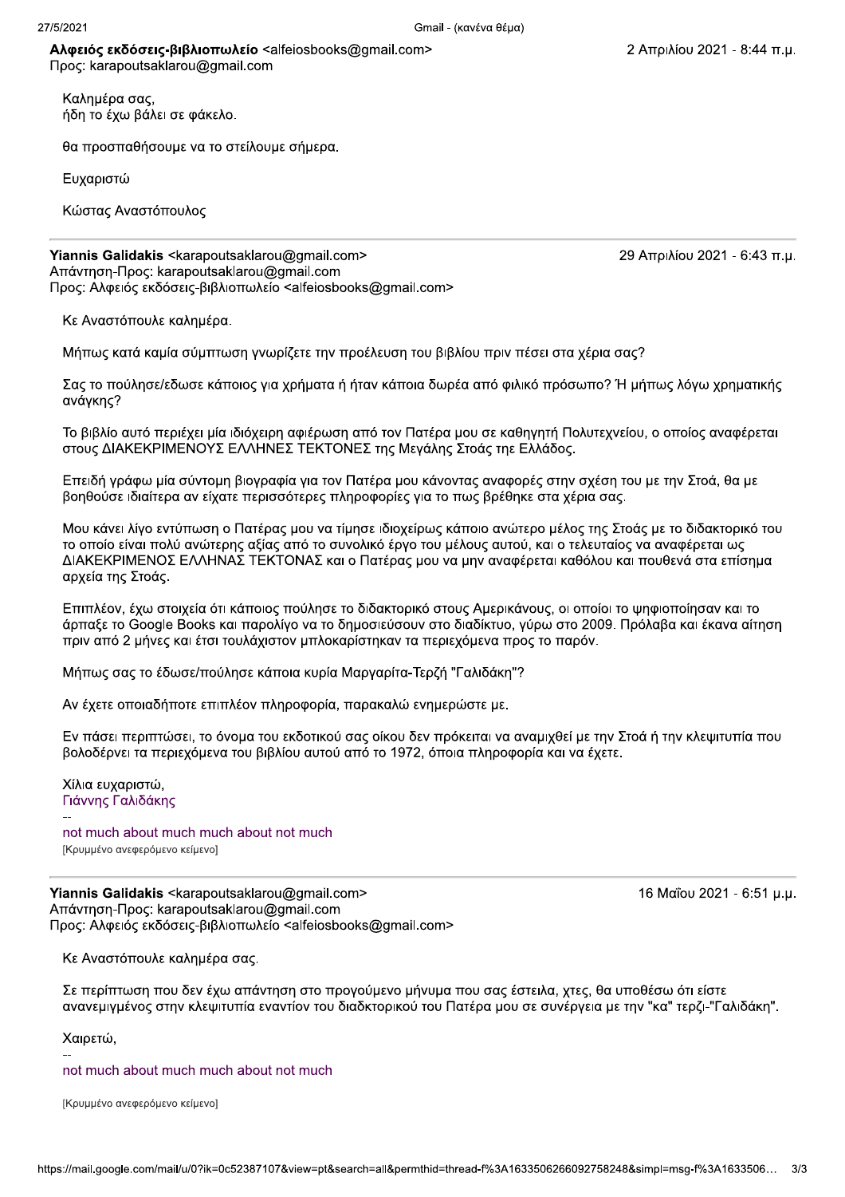**Αλφειός εκδόσεις-βιβλιοπωλείο** <alfeiosbooks@gmail.com>
Προς: karapoutsaklarou@gmail.com

2 Απριλίου 2021 - 8:44 π.μ.

Καλημέρα σας,
ήδη το έχω βάλει σε φάκελο.

θα προσπαθήσουμε να το στείλουμε σήμερα.

Ευχαριστώ

Κώστας Αναστόπουλος

---

**Yiannis Galidakis** <karapoutsaklarou@gmail.com>
Απάντηση-Προς: karapoutsaklarou@gmail.com
Προς: Αλφειός εκδόσεις-βιβλιοπωλείο <alfeiosbooks@gmail.com>

29 Απριλίου 2021 - 6:43 π.μ.

Κε Αναστόπουλε καλημέρα.

Μήπως κατά καμία σύμπτωση γνωρίζετε την προέλευση του βιβλίου πριν πέσει στα χέρια σας?

Σας το πούλησε/έδωσε κάποιος για χρήματα ή ήταν κάποια δωρέα από φιλικό πρόσωπο? Ή μήπως λόγω χρηματικής ανάγκης?

Το βιβλίο αυτό περιέχει μία ιδιόχειρη αφιέρωση από τον Πατέρα μου σε καθηγητή Πολυτεχνείου, ο οποίος αναφέρεται στους ΔΙΑΚΕΚΡΙΜΕΝΟΥΣ ΕΛΛΗΝΕΣ ΤΕΚΤΟΝΕΣ της Μεγάλης Στοάς τηε Ελλάδος.

Επειδή γράφω μία σύντομη βιογραφία για τον Πατέρα μου κάνοντας αναφορές στην σχέση του με την Στοά, θα με βοηθούσε ιδιαίτερα αν είχατε περισσότερες πληροφορίες για το πως βρέθηκε στα χέρια σας.

Μου κάνει λίγο εντύπωση ο Πατέρας μου να τίμησε ιδιοχείρως κάποιο ανώτερο μέλος της Στοάς με το διδακτορικό του το οποίο είναι πολύ ανώτερης αξίας από το συνολικό έργο του μέλους αυτού, και ο τελευταίος να αναφέρεται ως ΔΙΑΚΕΚΡΙΜΕΝΟΣ ΕΛΛΗΝΑΣ ΤΕΚΤΟΝΑΣ και ο Πατέρας μου να μην αναφέρεται καθόλου και πουθενά στα επίσημα αρχεία της Στοάς.

Επιπλέον, έχω στοιχεία ότι κάποιος πούλησε το διδακτορικό στους Αμερικάνους, οι οποίοι το ψηφιοποίησαν και το άρπαξε το Google Books και παρολίγο να το δημοσιεύσουν στο διαδίκτυο, γύρω στο 2009. Πρόλαβα και έκανα αίτηση πριν από 2 μήνες και έτσι τουλάχιστον μπλοκαρίστηκαν τα περιεχόμενα προς το παρόν.

Μήπως σας το έδωσε/πούλησε κάποια κυρία Μαργαρίτα-Τερζή "Γαλιδάκη"?

Αν έχετε οποιαδήποτε επιπλέον πληροφορία, παρακαλώ ενημερώστε με.

Εν πάσει περιπτώσει, το όνομα του εκδοτικού σας οίκου δεν πρόκειται να αναμιχθεί με την Στοά ή την κλεψιτυπία που βολοδέρνει τα περιεχόμενα του βιβλίου αυτού από το 1972, όποια πληροφορία και να έχετε.

Χίλια ευχαριστώ,
Γιάννης Γαλιδάκης
--
not much about much much about not much
[Κρυμμένο ανεφερόμενο κείμενο]

---

**Yiannis Galidakis** <karapoutsaklarou@gmail.com>
Απάντηση-Προς: karapoutsaklarou@gmail.com
Προς: Αλφειός εκδόσεις-βιβλιοπωλείο <alfeiosbooks@gmail.com>

16 Μαΐου 2021 - 6:51 μ.μ.

Κε Αναστόπουλε καλημέρα σας.

Σε περίπτωση που δεν έχω απάντηση στο προγούμενο μήνυμα που σας έστειλα, χτες, θα υποθέσω ότι είστε ανανεμιγμένος στην κλεψιτυπία εναντίον του διαδκτορικού του Πατέρα μου σε συνέργεια με την "κα" τερζι-"Γαλιδάκη".

Χαιρετώ,
--
not much about much much about not much

[Κρυμμένο ανεφερόμενο κείμενο]